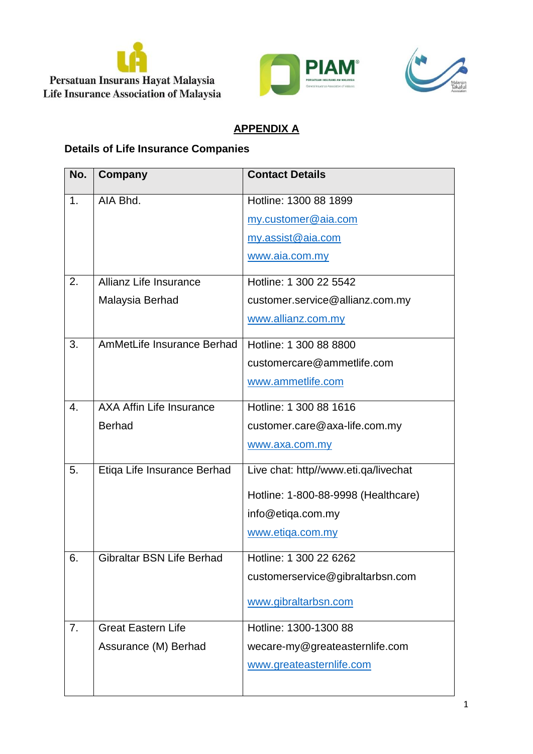Persatuan Insurans Hayat Malaysia
Life Insurance Association of Malaysia

## APPENDIX A

**Details of Life Insurance Companies**

| No. | Company | Contact Details |
|---|---|---|
| 1. | AIA Bhd. | Hotline: 1300 88 1899<br>my.customer@aia.com<br>my.assist@aia.com<br>www.aia.com.my |
| 2. | Allianz Life Insurance Malaysia Berhad | Hotline: 1 300 22 5542<br>customer.service@allianz.com.my<br>www.allianz.com.my |
| 3. | AmMetLife Insurance Berhad | Hotline: 1 300 88 8800<br>customercare@ammetlife.com<br>www.ammetlife.com |
| 4. | AXA Affin Life Insurance Berhad | Hotline: 1 300 88 1616<br>customer.care@axa-life.com.my<br>www.axa.com.my |
| 5. | Etiqa Life Insurance Berhad | Live chat: http//www.eti.qa/livechat<br>Hotline: 1-800-88-9998 (Healthcare)<br>info@etiqa.com.my<br>www.etiqa.com.my |
| 6. | Gibraltar BSN Life Berhad | Hotline: 1 300 22 6262<br>customerservice@gibraltarbsn.com<br>www.gibraltarbsn.com |
| 7. | Great Eastern Life Assurance (M) Berhad | Hotline: 1300-1300 88<br>wecare-my@greateasternlife.com<br>www.greateasternlife.com |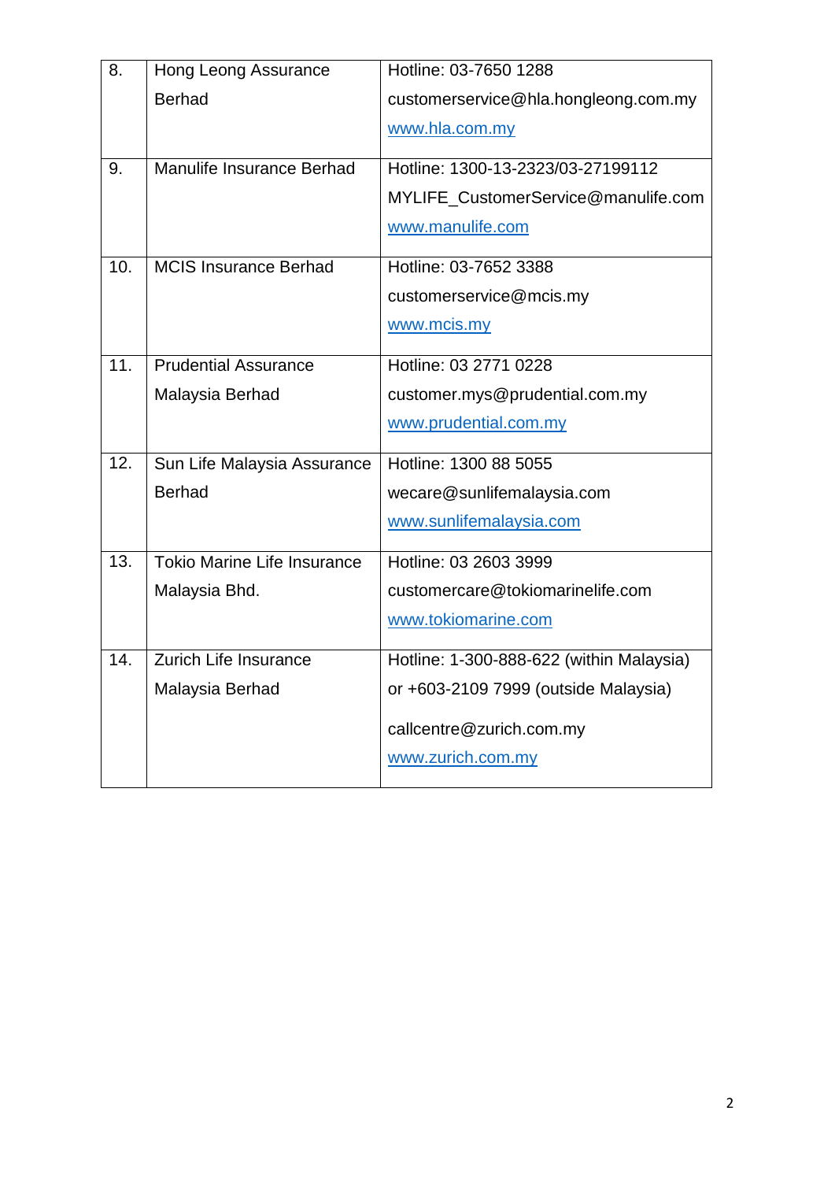| 8. | Hong Leong Assurance Berhad | Hotline: 03-7650 1288<br>customerservice@hla.hongleong.com.my<br>www.hla.com.my |
|---|---|---|
| 9. | Manulife Insurance Berhad | Hotline: 1300-13-2323/03-27199112<br>MYLIFE_CustomerService@manulife.com<br>www.manulife.com |
| 10. | MCIS Insurance Berhad | Hotline: 03-7652 3388<br>customerservice@mcis.my<br>www.mcis.my |
| 11. | Prudential Assurance Malaysia Berhad | Hotline: 03 2771 0228<br>customer.mys@prudential.com.my<br>www.prudential.com.my |
| 12. | Sun Life Malaysia Assurance Berhad | Hotline: 1300 88 5055<br>wecare@sunlifemalaysia.com<br>www.sunlifemalaysia.com |
| 13. | Tokio Marine Life Insurance Malaysia Bhd. | Hotline: 03 2603 3999<br>customercare@tokiomarinelife.com<br>www.tokiomarine.com |
| 14. | Zurich Life Insurance Malaysia Berhad | Hotline: 1-300-888-622 (within Malaysia) or +603-2109 7999 (outside Malaysia)<br>callcentre@zurich.com.my<br>www.zurich.com.my |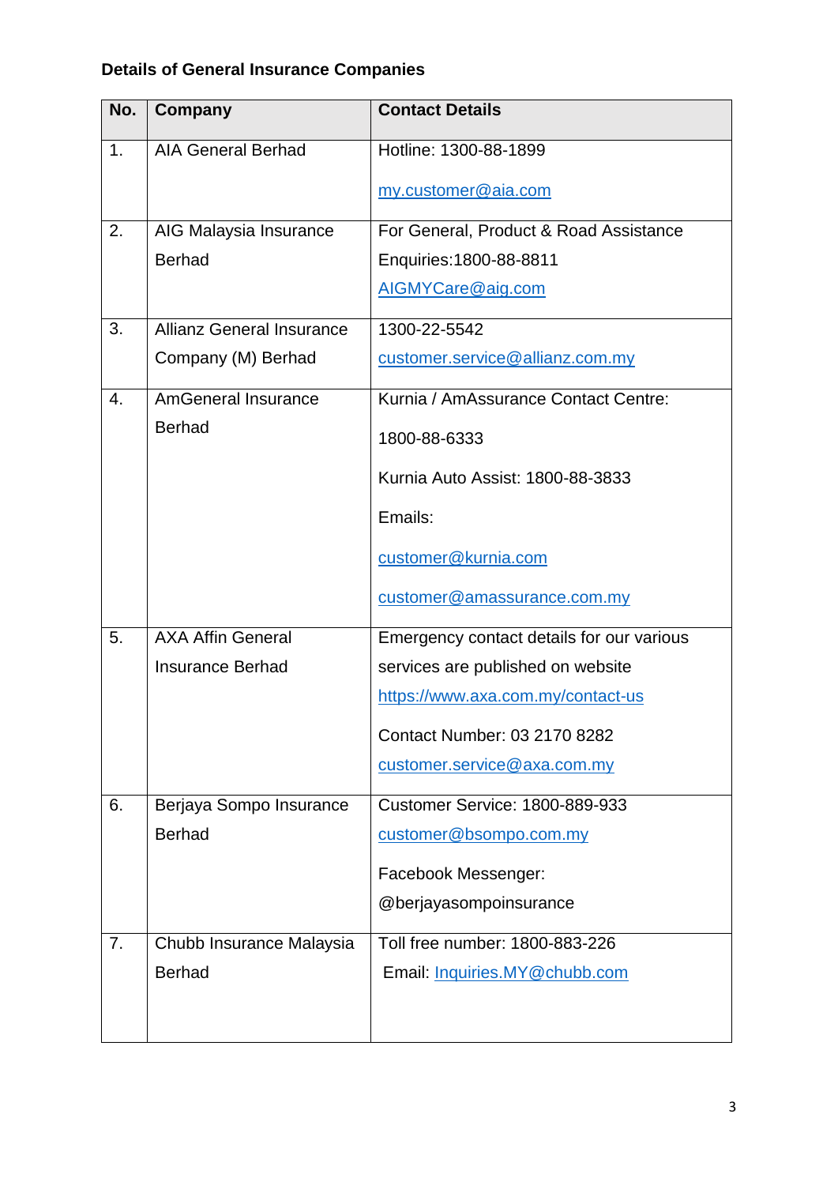**Details of General Insurance Companies**

| No. | Company | Contact Details |
|---|---|---|
| 1. | AIA General Berhad | Hotline: 1300-88-1899<br>my.customer@aia.com |
| 2. | AIG Malaysia Insurance Berhad | For General, Product & Road Assistance Enquiries:1800-88-8811<br>AIGMYCare@aig.com |
| 3. | Allianz General Insurance Company (M) Berhad | 1300-22-5542<br>customer.service@allianz.com.my |
| 4. | AmGeneral Insurance Berhad | Kurnia / AmAssurance Contact Centre:<br>1800-88-6333<br>Kurnia Auto Assist: 1800-88-3833<br>Emails:<br>customer@kurnia.com<br>customer@amassurance.com.my |
| 5. | AXA Affin General Insurance Berhad | Emergency contact details for our various services are published on website https://www.axa.com.my/contact-us<br>Contact Number: 03 2170 8282<br>customer.service@axa.com.my |
| 6. | Berjaya Sompo Insurance Berhad | Customer Service: 1800-889-933<br>customer@bsompo.com.my<br>Facebook Messenger: @berjayasompoinsurance |
| 7. | Chubb Insurance Malaysia Berhad | Toll free number: 1800-883-226<br>Email: Inquiries.MY@chubb.com |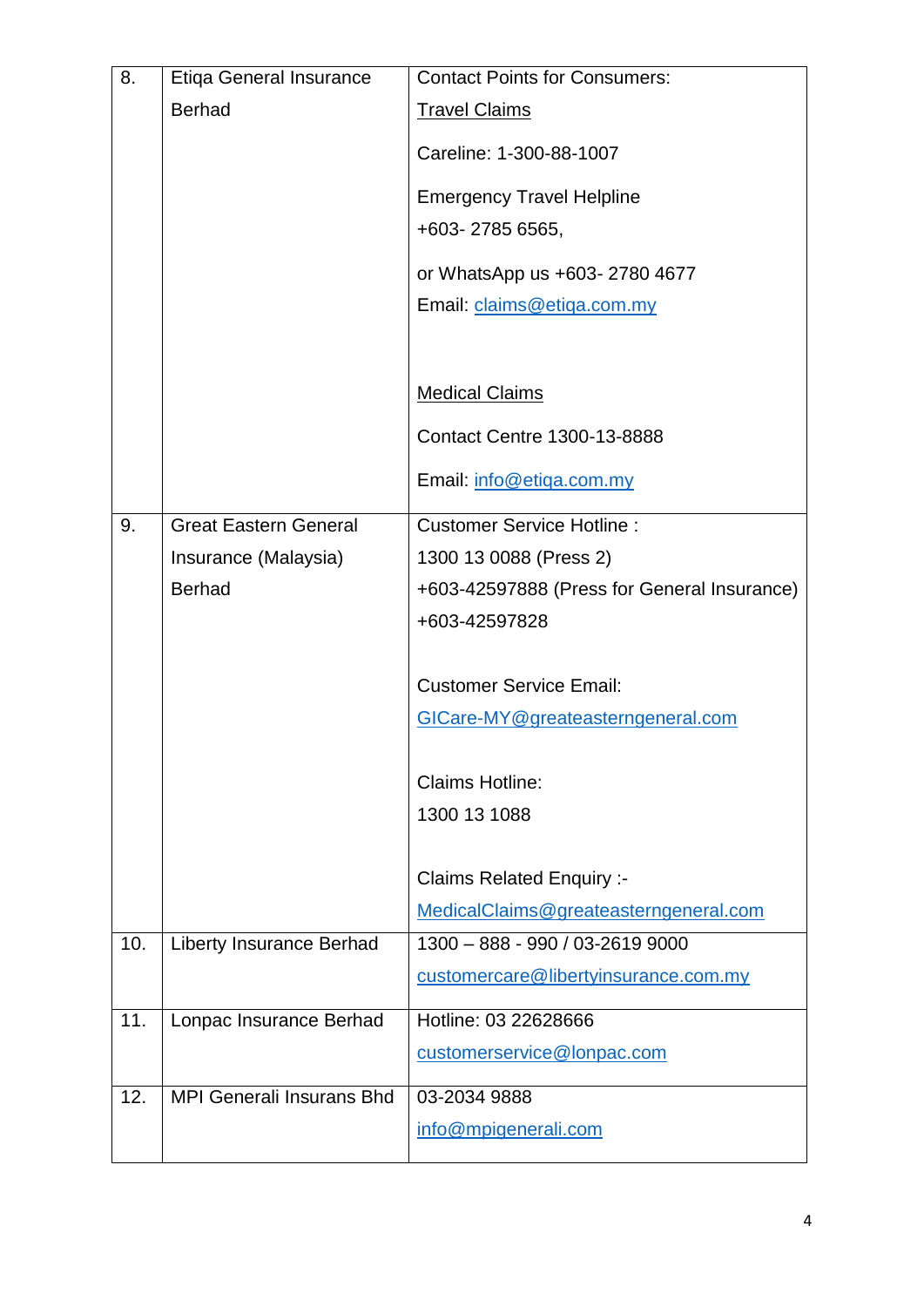| | | |
|---|---|---|
| 8. | Etiqa General Insurance Berhad | Contact Points for Consumers:<br>Travel Claims<br>Careline: 1-300-88-1007<br>Emergency Travel Helpline<br>+603- 2785 6565,<br>or WhatsApp us +603- 2780 4677<br>Email: claims@etiqa.com.my<br><br>Medical Claims<br>Contact Centre 1300-13-8888<br>Email: info@etiqa.com.my |
| 9. | Great Eastern General Insurance (Malaysia) Berhad | Customer Service Hotline :<br>1300 13 0088 (Press 2)<br>+603-42597888 (Press for General Insurance)<br>+603-42597828<br><br>Customer Service Email:<br>GICare-MY@greateasterngeneral.com<br><br>Claims Hotline:<br>1300 13 1088<br><br>Claims Related Enquiry :-<br>MedicalClaims@greateasterngeneral.com |
| 10. | Liberty Insurance Berhad | 1300 – 888 - 990 / 03-2619 9000<br>customercare@libertyinsurance.com.my |
| 11. | Lonpac Insurance Berhad | Hotline: 03 22628666<br>customerservice@lonpac.com |
| 12. | MPI Generali Insurans Bhd | 03-2034 9888<br>info@mpigenerali.com |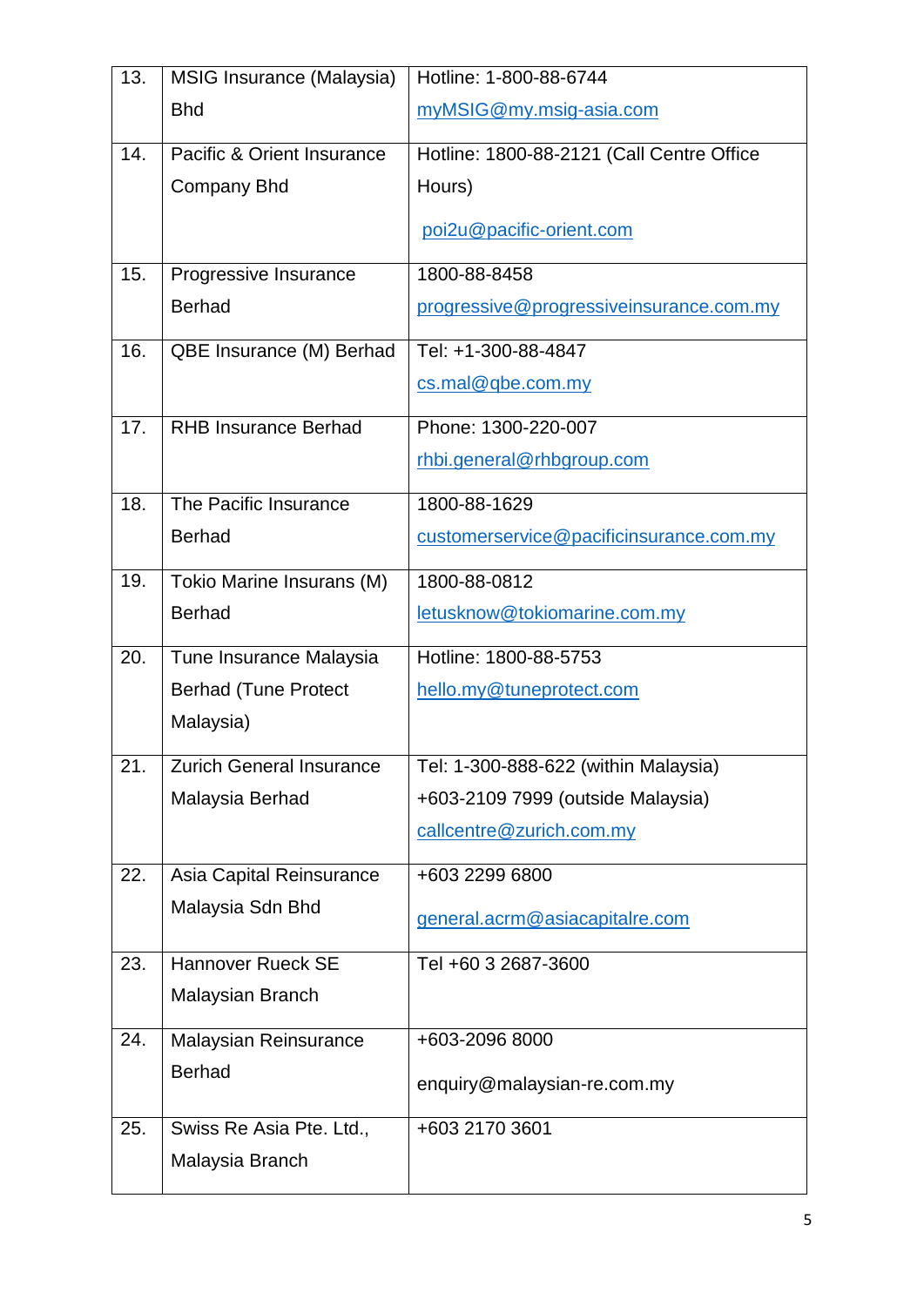| 13. | MSIG Insurance (Malaysia) Bhd | Hotline: 1-800-88-6744<br>myMSIG@my.msig-asia.com |
|---|---|---|
| 14. | Pacific & Orient Insurance Company Bhd | Hotline: 1800-88-2121 (Call Centre Office Hours)<br>poi2u@pacific-orient.com |
| 15. | Progressive Insurance Berhad | 1800-88-8458<br>progressive@progressiveinsurance.com.my |
| 16. | QBE Insurance (M) Berhad | Tel: +1-300-88-4847<br>cs.mal@qbe.com.my |
| 17. | RHB Insurance Berhad | Phone: 1300-220-007<br>rhbi.general@rhbgroup.com |
| 18. | The Pacific Insurance Berhad | 1800-88-1629<br>customerservice@pacificinsurance.com.my |
| 19. | Tokio Marine Insurans (M) Berhad | 1800-88-0812<br>letusknow@tokiomarine.com.my |
| 20. | Tune Insurance Malaysia Berhad (Tune Protect Malaysia) | Hotline: 1800-88-5753<br>hello.my@tuneprotect.com |
| 21. | Zurich General Insurance Malaysia Berhad | Tel: 1-300-888-622 (within Malaysia)<br>+603-2109 7999 (outside Malaysia)<br>callcentre@zurich.com.my |
| 22. | Asia Capital Reinsurance Malaysia Sdn Bhd | +603 2299 6800<br>general.acrm@asiacapitalre.com |
| 23. | Hannover Rueck SE Malaysian Branch | Tel +60 3 2687-3600 |
| 24. | Malaysian Reinsurance Berhad | +603-2096 8000<br>enquiry@malaysian-re.com.my |
| 25. | Swiss Re Asia Pte. Ltd., Malaysia Branch | +603 2170 3601 |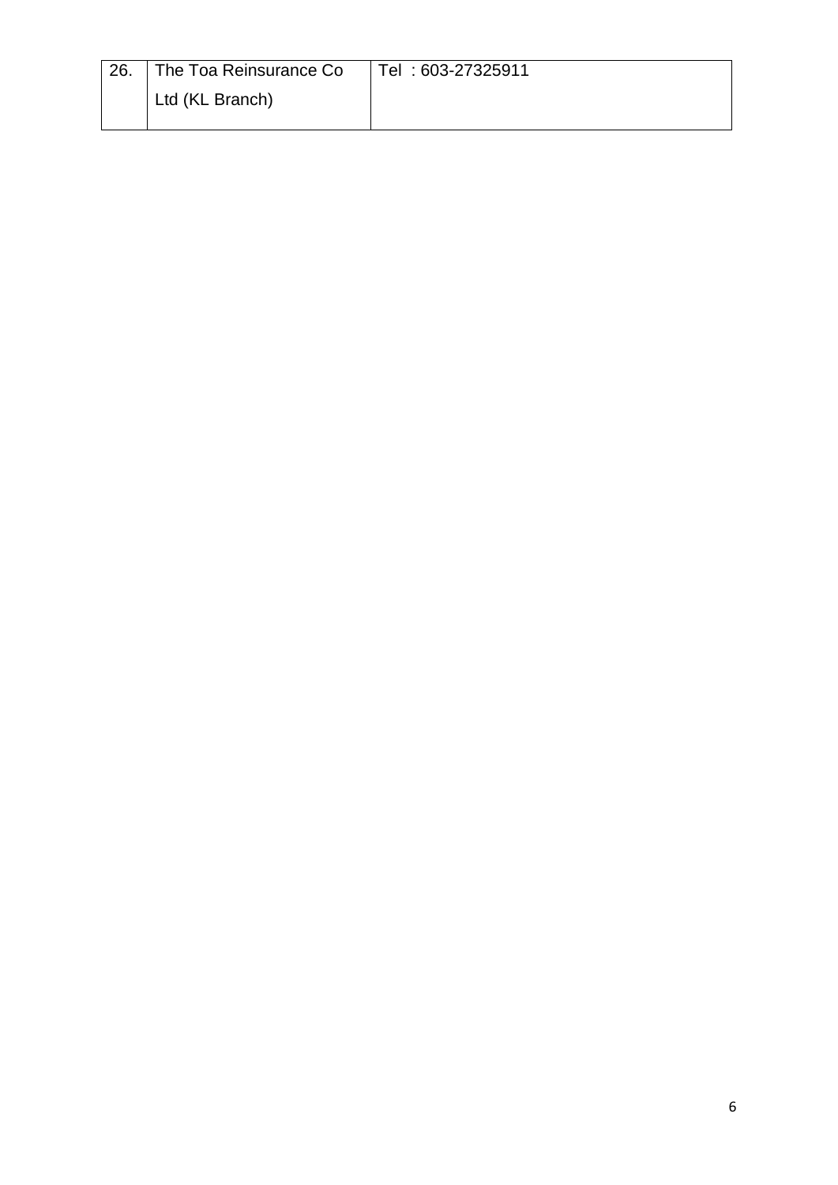| 26. | The Toa Reinsurance Co Ltd (KL Branch) | Tel : 603-27325911 |
|---|---|---|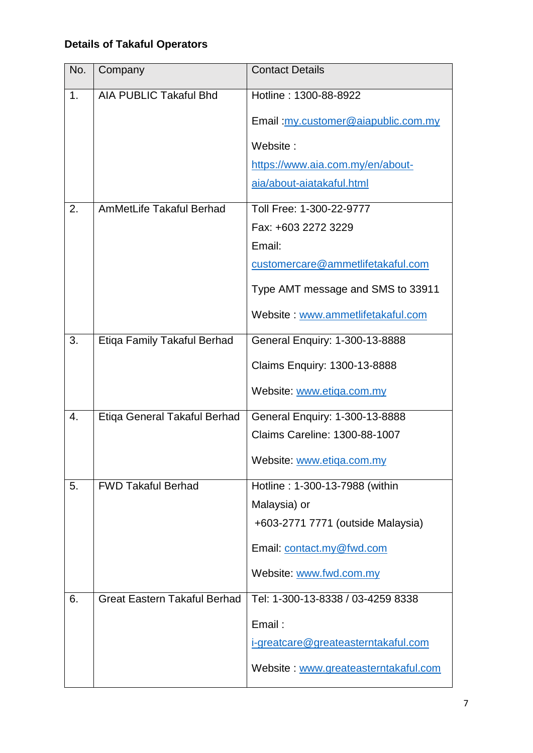**Details of Takaful Operators**

| No. | Company | Contact Details |
|---|---|---|
| 1. | AIA PUBLIC Takaful Bhd | Hotline : 1300-88-8922<br><br>Email :my.customer@aiapublic.com.my<br><br>Website :<br>https://www.aia.com.my/en/about-aia/about-aiatakaful.html |
| 2. | AmMetLife Takaful Berhad | Toll Free: 1-300-22-9777<br>Fax: +603 2272 3229<br>Email:<br>customercare@ammetlifetakaful.com<br><br>Type AMT message and SMS to 33911<br><br>Website : www.ammetlifetakaful.com |
| 3. | Etiqa Family Takaful Berhad | General Enquiry: 1-300-13-8888<br><br>Claims Enquiry: 1300-13-8888<br><br>Website: www.etiqa.com.my |
| 4. | Etiqa General Takaful Berhad | General Enquiry: 1-300-13-8888<br>Claims Careline: 1300-88-1007<br><br>Website: www.etiqa.com.my |
| 5. | FWD Takaful Berhad | Hotline : 1-300-13-7988 (within Malaysia) or<br>+603-2771 7771 (outside Malaysia)<br><br>Email: contact.my@fwd.com<br><br>Website: www.fwd.com.my |
| 6. | Great Eastern Takaful Berhad | Tel: 1-300-13-8338 / 03-4259 8338<br><br>Email :<br>i-greatcare@greateasterntakaful.com<br><br>Website : www.greateasterntakaful.com |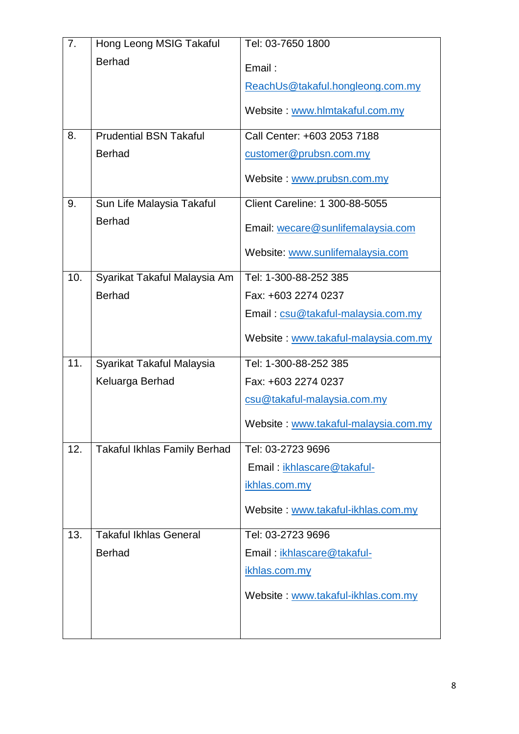| 7. | Hong Leong MSIG Takaful Berhad | Tel: 03-7650 1800<br>Email : ReachUs@takaful.hongleong.com.my<br>Website : www.hlmtakaful.com.my |
|---|---|---|
| 8. | Prudential BSN Takaful Berhad | Call Center: +603 2053 7188<br>customer@prubsn.com.my<br>Website : www.prubsn.com.my |
| 9. | Sun Life Malaysia Takaful Berhad | Client Careline: 1 300-88-5055<br>Email: wecare@sunlifemalaysia.com<br>Website: www.sunlifemalaysia.com |
| 10. | Syarikat Takaful Malaysia Am Berhad | Tel: 1-300-88-252 385<br>Fax: +603 2274 0237<br>Email : csu@takaful-malaysia.com.my<br>Website : www.takaful-malaysia.com.my |
| 11. | Syarikat Takaful Malaysia Keluarga Berhad | Tel: 1-300-88-252 385<br>Fax: +603 2274 0237<br>csu@takaful-malaysia.com.my<br>Website : www.takaful-malaysia.com.my |
| 12. | Takaful Ikhlas Family Berhad | Tel: 03-2723 9696<br>Email : ikhlascare@takaful-ikhlas.com.my<br>Website : www.takaful-ikhlas.com.my |
| 13. | Takaful Ikhlas General Berhad | Tel: 03-2723 9696<br>Email : ikhlascare@takaful-ikhlas.com.my<br>Website : www.takaful-ikhlas.com.my |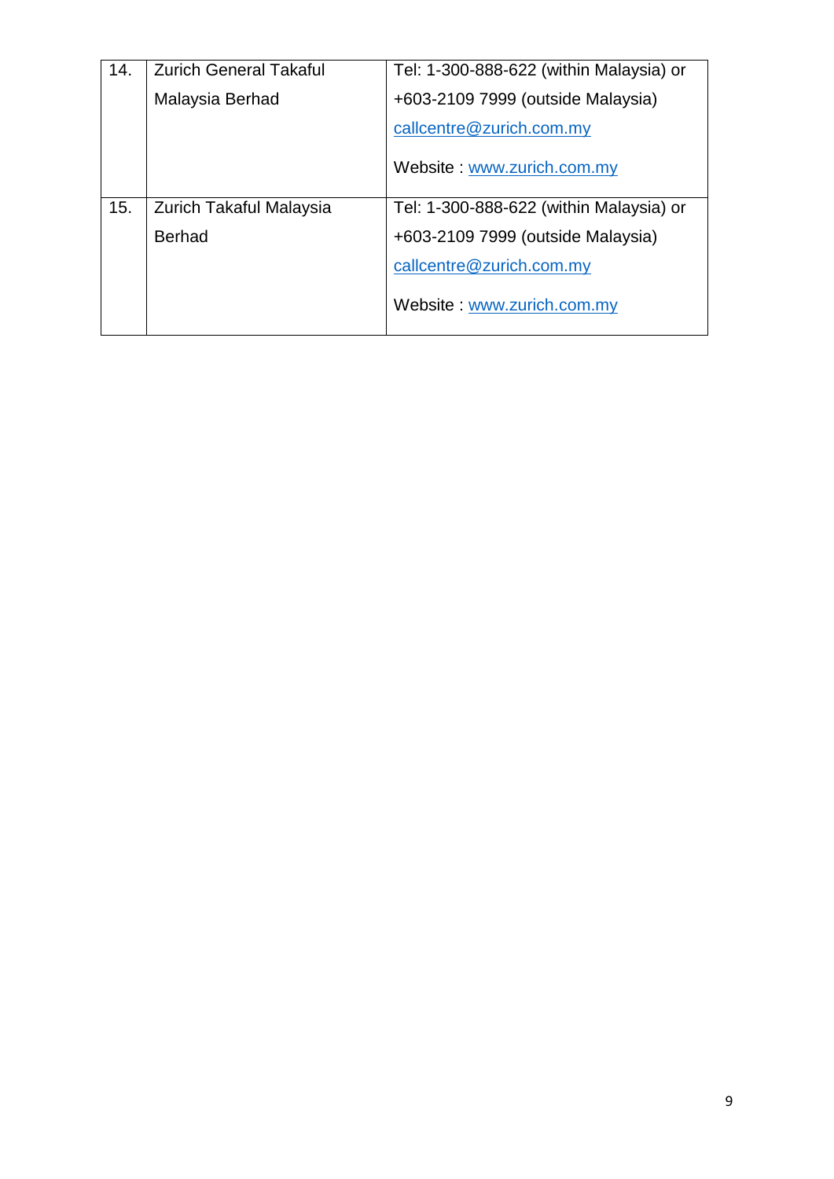| | | |
|---|---|---|
| 14. | Zurich General Takaful Malaysia Berhad | Tel: 1-300-888-622 (within Malaysia) or +603-2109 7999 (outside Malaysia)<br>callcentre@zurich.com.my<br>Website : www.zurich.com.my |
| 15. | Zurich Takaful Malaysia Berhad | Tel: 1-300-888-622 (within Malaysia) or +603-2109 7999 (outside Malaysia)<br>callcentre@zurich.com.my<br>Website : www.zurich.com.my |